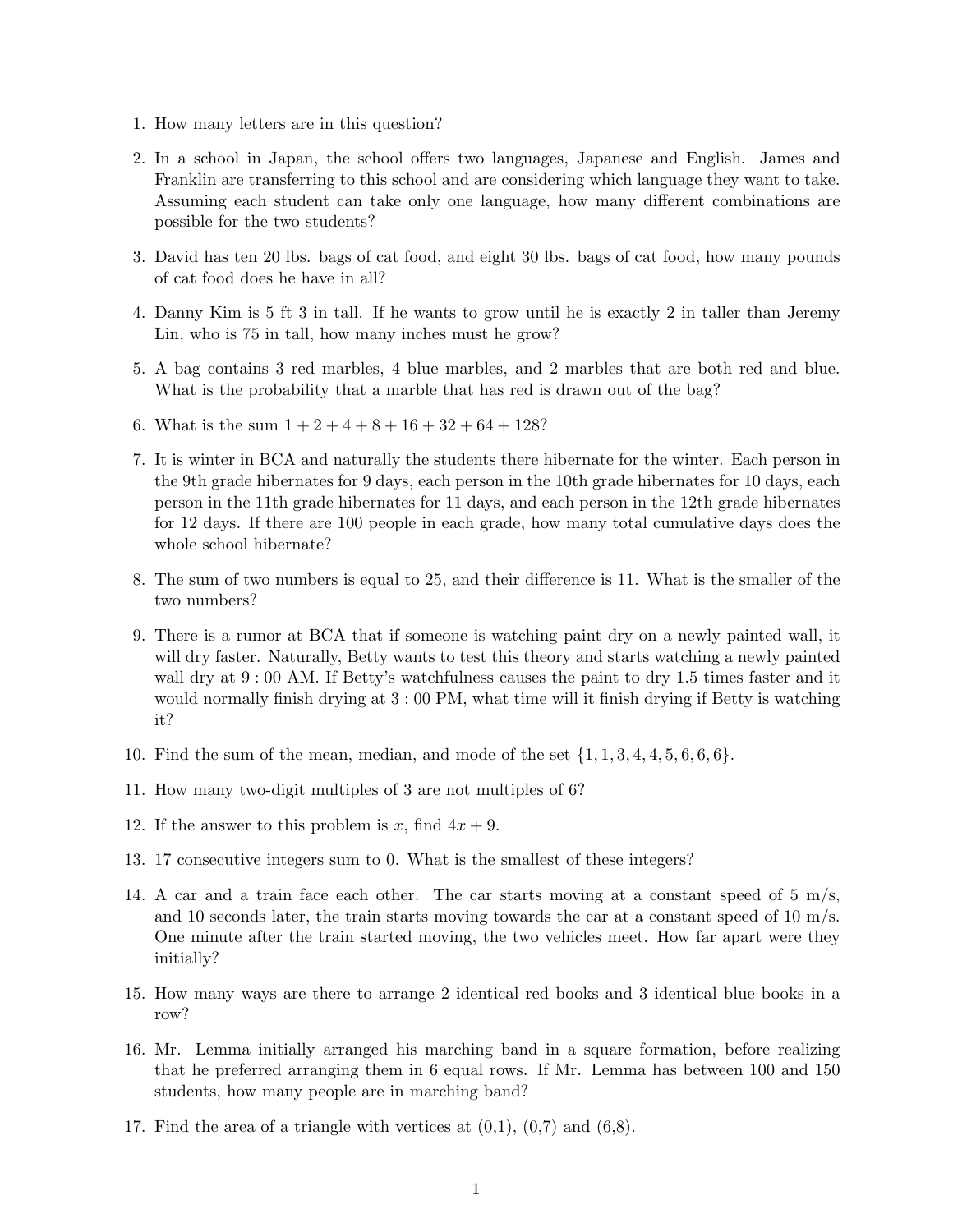1. How many letters are in this question?

2. In a school in Japan, the school offers two languages, Japanese and English. James and Franklin are transferring to this school and are considering which language they want to take. Assuming each student can take only one language, how many different combinations are possible for the two students?

3. David has ten 20 lbs. bags of cat food, and eight 30 lbs. bags of cat food, how many pounds of cat food does he have in all?

4. Danny Kim is 5 ft 3 in tall. If he wants to grow until he is exactly 2 in taller than Jeremy Lin, who is 75 in tall, how many inches must he grow?

5. A bag contains 3 red marbles, 4 blue marbles, and 2 marbles that are both red and blue. What is the probability that a marble that has red is drawn out of the bag?

6. What is the sum $1 + 2 + 4 + 8 + 16 + 32 + 64 + 128$?

7. It is winter in BCA and naturally the students there hibernate for the winter. Each person in the 9th grade hibernates for 9 days, each person in the 10th grade hibernates for 10 days, each person in the 11th grade hibernates for 11 days, and each person in the 12th grade hibernates for 12 days. If there are 100 people in each grade, how many total cumulative days does the whole school hibernate?

8. The sum of two numbers is equal to 25, and their difference is 11. What is the smaller of the two numbers?

9. There is a rumor at BCA that if someone is watching paint dry on a newly painted wall, it will dry faster. Naturally, Betty wants to test this theory and starts watching a newly painted wall dry at $9:00$ AM. If Betty's watchfulness causes the paint to dry 1.5 times faster and it would normally finish drying at $3:00$ PM, what time will it finish drying if Betty is watching it?

10. Find the sum of the mean, median, and mode of the set $\{1, 1, 3, 4, 4, 5, 6, 6, 6\}$.

11. How many two-digit multiples of 3 are not multiples of 6?

12. If the answer to this problem is $x$, find $4x + 9$.

13. 17 consecutive integers sum to 0. What is the smallest of these integers?

14. A car and a train face each other. The car starts moving at a constant speed of 5 m/s, and 10 seconds later, the train starts moving towards the car at a constant speed of 10 m/s. One minute after the train started moving, the two vehicles meet. How far apart were they initially?

15. How many ways are there to arrange 2 identical red books and 3 identical blue books in a row?

16. Mr. Lemma initially arranged his marching band in a square formation, before realizing that he preferred arranging them in 6 equal rows. If Mr. Lemma has between 100 and 150 students, how many people are in marching band?

17. Find the area of a triangle with vertices at (0,1), (0,7) and (6,8).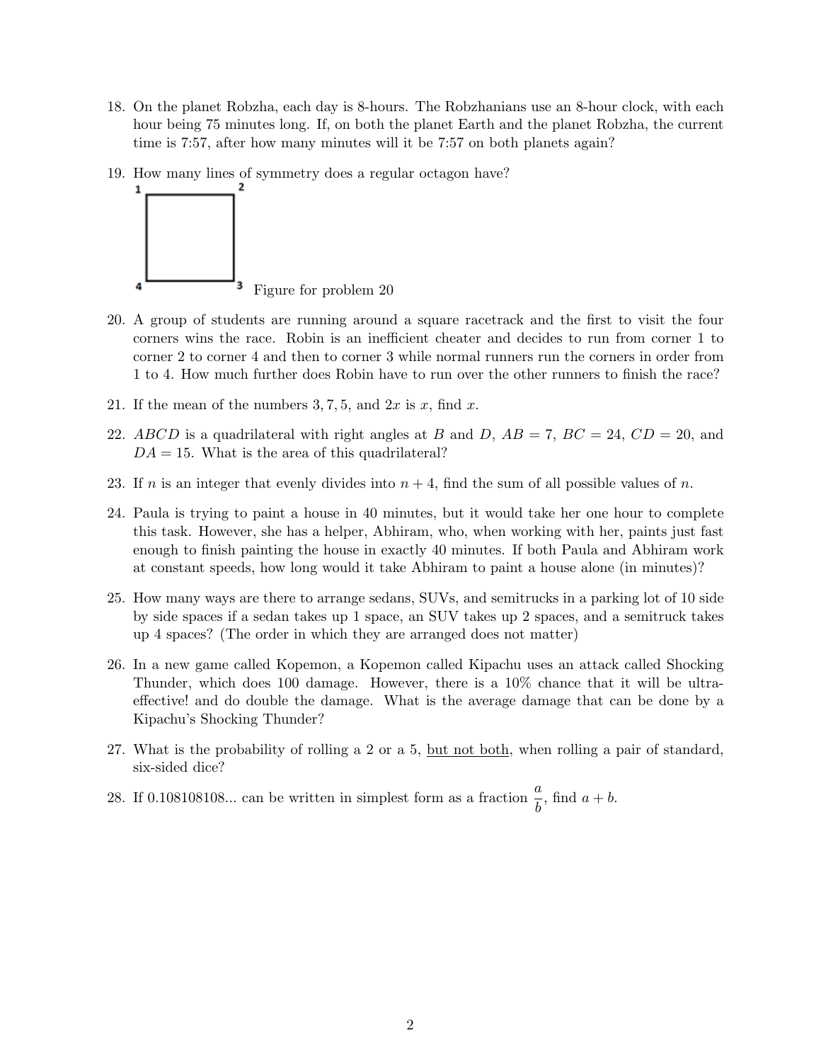18. On the planet Robzha, each day is 8-hours. The Robzhanians use an 8-hour clock, with each hour being 75 minutes long. If, on both the planet Earth and the planet Robzha, the current time is 7:57, after how many minutes will it be 7:57 on both planets again?

19. How many lines of symmetry does a regular octagon have?

Figure for problem 20

20. A group of students are running around a square racetrack and the first to visit the four corners wins the race. Robin is an inefficient cheater and decides to run from corner 1 to corner 2 to corner 4 and then to corner 3 while normal runners run the corners in order from 1 to 4. How much further does Robin have to run over the other runners to finish the race?

21. If the mean of the numbers $3, 7, 5$, and $2x$ is $x$, find $x$.

22. $ABCD$ is a quadrilateral with right angles at $B$ and $D$, $AB = 7$, $BC = 24$, $CD = 20$, and $DA = 15$. What is the area of this quadrilateral?

23. If $n$ is an integer that evenly divides into $n + 4$, find the sum of all possible values of $n$.

24. Paula is trying to paint a house in 40 minutes, but it would take her one hour to complete this task. However, she has a helper, Abhiram, who, when working with her, paints just fast enough to finish painting the house in exactly 40 minutes. If both Paula and Abhiram work at constant speeds, how long would it take Abhiram to paint a house alone (in minutes)?

25. How many ways are there to arrange sedans, SUVs, and semitrucks in a parking lot of 10 side by side spaces if a sedan takes up 1 space, an SUV takes up 2 spaces, and a semitruck takes up 4 spaces? (The order in which they are arranged does not matter)

26. In a new game called Kopemon, a Kopemon called Kipachu uses an attack called Shocking Thunder, which does 100 damage. However, there is a 10% chance that it will be ultra-effective! and do double the damage. What is the average damage that can be done by a Kipachu's Shocking Thunder?

27. What is the probability of rolling a 2 or a 5, but not both, when rolling a pair of standard, six-sided dice?

28. If 0.108108108... can be written in simplest form as a fraction $\frac{a}{b}$, find $a + b$.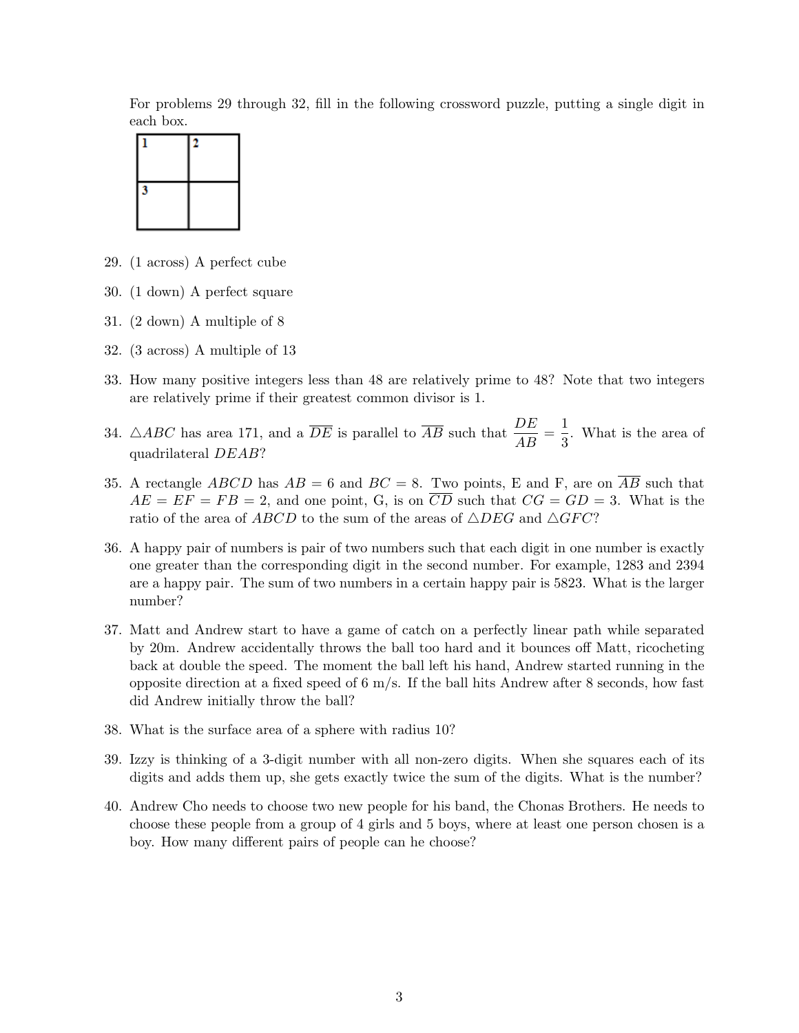For problems 29 through 32, fill in the following crossword puzzle, putting a single digit in each box.

| 1 | 2 |
|---|---|
| 3 |  |

29. (1 across) A perfect cube

30. (1 down) A perfect square

31. (2 down) A multiple of 8

32. (3 across) A multiple of 13

33. How many positive integers less than 48 are relatively prime to 48? Note that two integers are relatively prime if their greatest common divisor is 1.

34. $\triangle ABC$ has area 171, and a $\overline{DE}$ is parallel to $\overline{AB}$ such that $\dfrac{DE}{AB} = \dfrac{1}{3}$. What is the area of quadrilateral $DEAB$?

35. A rectangle $ABCD$ has $AB = 6$ and $BC = 8$. Two points, E and F, are on $\overline{AB}$ such that $AE = EF = FB = 2$, and one point, G, is on $\overline{CD}$ such that $CG = GD = 3$. What is the ratio of the area of $ABCD$ to the sum of the areas of $\triangle DEG$ and $\triangle GFC$?

36. A happy pair of numbers is pair of two numbers such that each digit in one number is exactly one greater than the corresponding digit in the second number. For example, 1283 and 2394 are a happy pair. The sum of two numbers in a certain happy pair is 5823. What is the larger number?

37. Matt and Andrew start to have a game of catch on a perfectly linear path while separated by 20m. Andrew accidentally throws the ball too hard and it bounces off Matt, ricocheting back at double the speed. The moment the ball left his hand, Andrew started running in the opposite direction at a fixed speed of 6 m/s. If the ball hits Andrew after 8 seconds, how fast did Andrew initially throw the ball?

38. What is the surface area of a sphere with radius 10?

39. Izzy is thinking of a 3-digit number with all non-zero digits. When she squares each of its digits and adds them up, she gets exactly twice the sum of the digits. What is the number?

40. Andrew Cho needs to choose two new people for his band, the Chonas Brothers. He needs to choose these people from a group of 4 girls and 5 boys, where at least one person chosen is a boy. How many different pairs of people can he choose?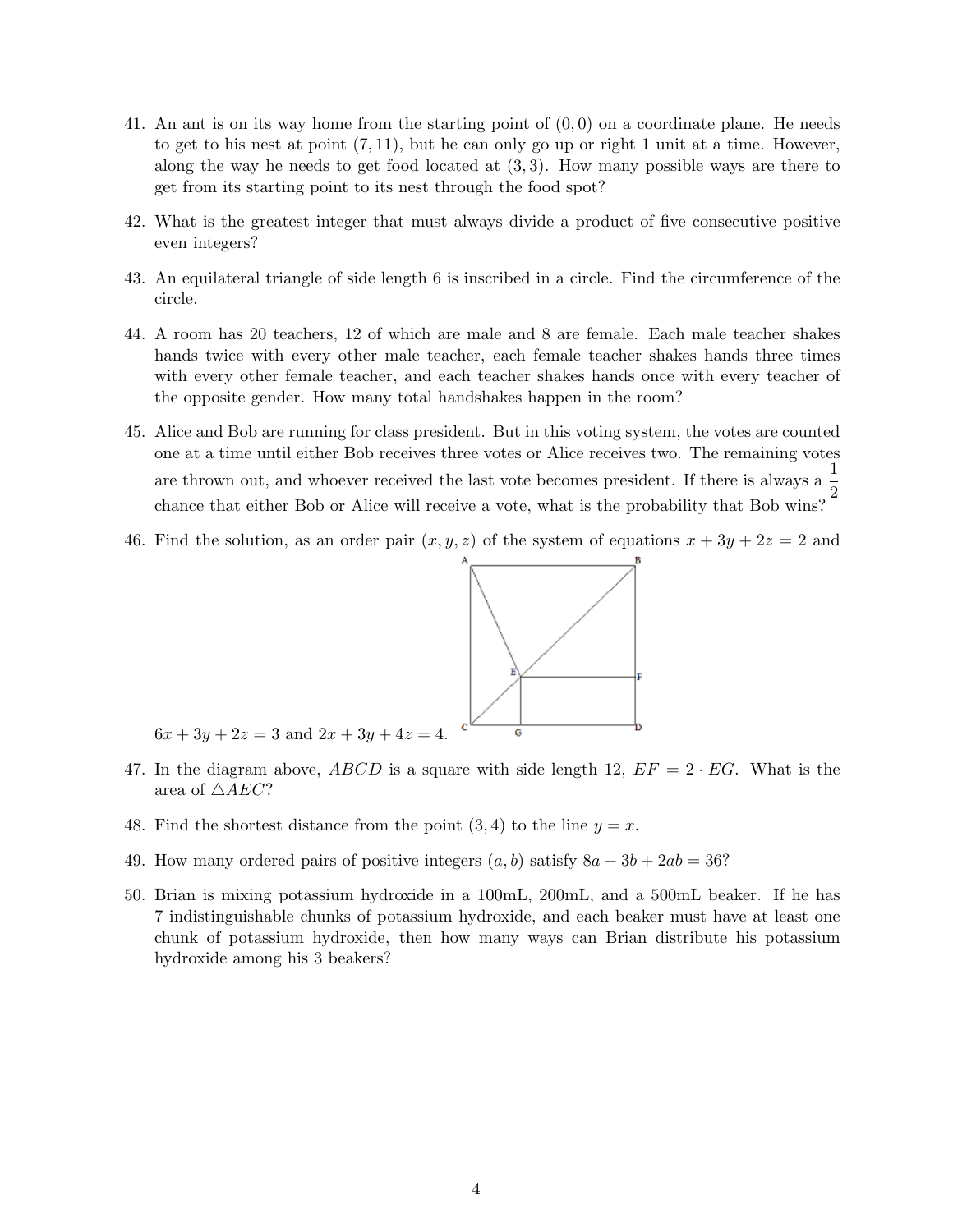41. An ant is on its way home from the starting point of $(0, 0)$ on a coordinate plane. He needs to get to his nest at point $(7, 11)$, but he can only go up or right 1 unit at a time. However, along the way he needs to get food located at $(3, 3)$. How many possible ways are there to get from its starting point to its nest through the food spot?

42. What is the greatest integer that must always divide a product of five consecutive positive even integers?

43. An equilateral triangle of side length 6 is inscribed in a circle. Find the circumference of the circle.

44. A room has 20 teachers, 12 of which are male and 8 are female. Each male teacher shakes hands twice with every other male teacher, each female teacher shakes hands three times with every other female teacher, and each teacher shakes hands once with every teacher of the opposite gender. How many total handshakes happen in the room?

45. Alice and Bob are running for class president. But in this voting system, the votes are counted one at a time until either Bob receives three votes or Alice receives two. The remaining votes are thrown out, and whoever received the last vote becomes president. If there is always a $\frac{1}{2}$ chance that either Bob or Alice will receive a vote, what is the probability that Bob wins?

46. Find the solution, as an order pair $(x, y, z)$ of the system of equations $x + 3y + 2z = 2$ and $6x + 3y + 2z = 3$ and $2x + 3y + 4z = 4$.

A B E F C G D

47. In the diagram above, $ABCD$ is a square with side length 12, $EF = 2 \cdot EG$. What is the area of $\triangle AEC$?

48. Find the shortest distance from the point $(3, 4)$ to the line $y = x$.

49. How many ordered pairs of positive integers $(a, b)$ satisfy $8a - 3b + 2ab = 36$?

50. Brian is mixing potassium hydroxide in a 100mL, 200mL, and a 500mL beaker. If he has 7 indistinguishable chunks of potassium hydroxide, and each beaker must have at least one chunk of potassium hydroxide, then how many ways can Brian distribute his potassium hydroxide among his 3 beakers?